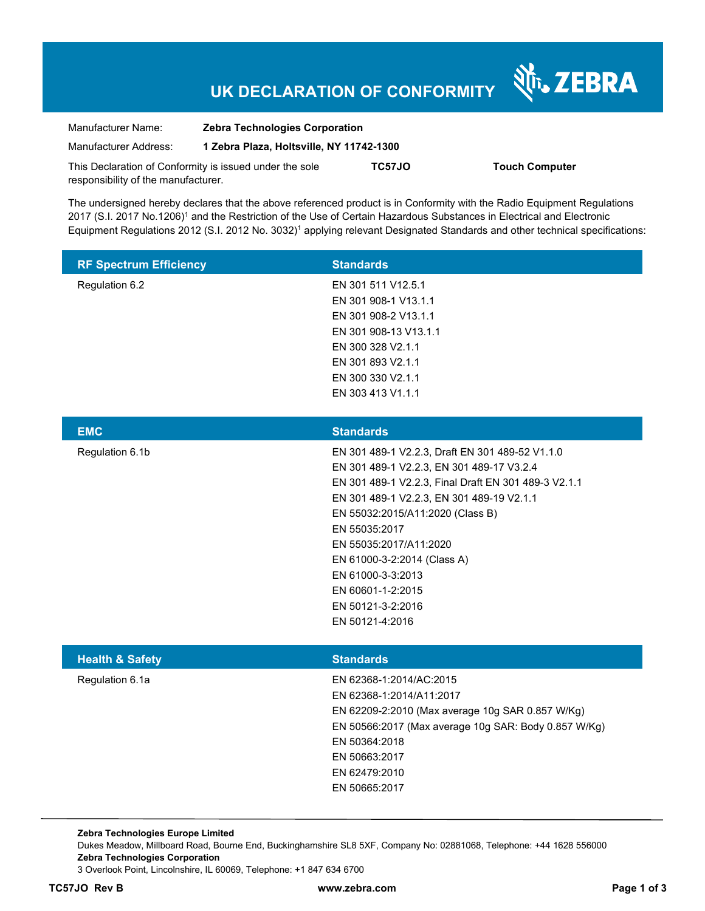# UK DECLARATION OF CONFORMITY

ZEBRA

| | |
|---|---|
| Manufacturer Name: | **Zebra Technologies Corporation** |
| Manufacturer Address: | **1 Zebra Plaza, Holtsville, NY 11742-1300** |

This Declaration of Conformity is issued under the sole responsibility of the manufacturer. **TC57JO** **Touch Computer**

The undersigned hereby declares that the above referenced product is in Conformity with the Radio Equipment Regulations 2017 (S.I. 2017 No.1206)[1] and the Restriction of the Use of Certain Hazardous Substances in Electrical and Electronic Equipment Regulations 2012 (S.I. 2012 No. 3032)[1] applying relevant Designated Standards and other technical specifications:

| RF Spectrum Efficiency | Standards |
|---|---|
| Regulation 6.2 | EN 301 511 V12.5.1<br>EN 301 908-1 V13.1.1<br>EN 301 908-2 V13.1.1<br>EN 301 908-13 V13.1.1<br>EN 300 328 V2.1.1<br>EN 301 893 V2.1.1<br>EN 300 330 V2.1.1<br>EN 303 413 V1.1.1 |

| EMC | Standards |
|---|---|
| Regulation 6.1b | EN 301 489-1 V2.2.3, Draft EN 301 489-52 V1.1.0<br>EN 301 489-1 V2.2.3, EN 301 489-17 V3.2.4<br>EN 301 489-1 V2.2.3, Final Draft EN 301 489-3 V2.1.1<br>EN 301 489-1 V2.2.3, EN 301 489-19 V2.1.1<br>EN 55032:2015/A11:2020 (Class B)<br>EN 55035:2017<br>EN 55035:2017/A11:2020<br>EN 61000-3-2:2014 (Class A)<br>EN 61000-3-3:2013<br>EN 60601-1-2:2015<br>EN 50121-3-2:2016<br>EN 50121-4:2016 |

| Health & Safety | Standards |
|---|---|
| Regulation 6.1a | EN 62368-1:2014/AC:2015<br>EN 62368-1:2014/A11:2017<br>EN 62209-2:2010 (Max average 10g SAR 0.857 W/Kg)<br>EN 50566:2017 (Max average 10g SAR: Body 0.857 W/Kg)<br>EN 50364:2018<br>EN 50663:2017<br>EN 62479:2010<br>EN 50665:2017 |

**Zebra Technologies Europe Limited**
Dukes Meadow, Millboard Road, Bourne End, Buckinghamshire SL8 5XF, Company No: 02881068, Telephone: +44 1628 556000
**Zebra Technologies Corporation**
3 Overlook Point, Lincolnshire, IL 60069, Telephone: +1 847 634 6700

**TC57JO Rev B** **www.zebra.com**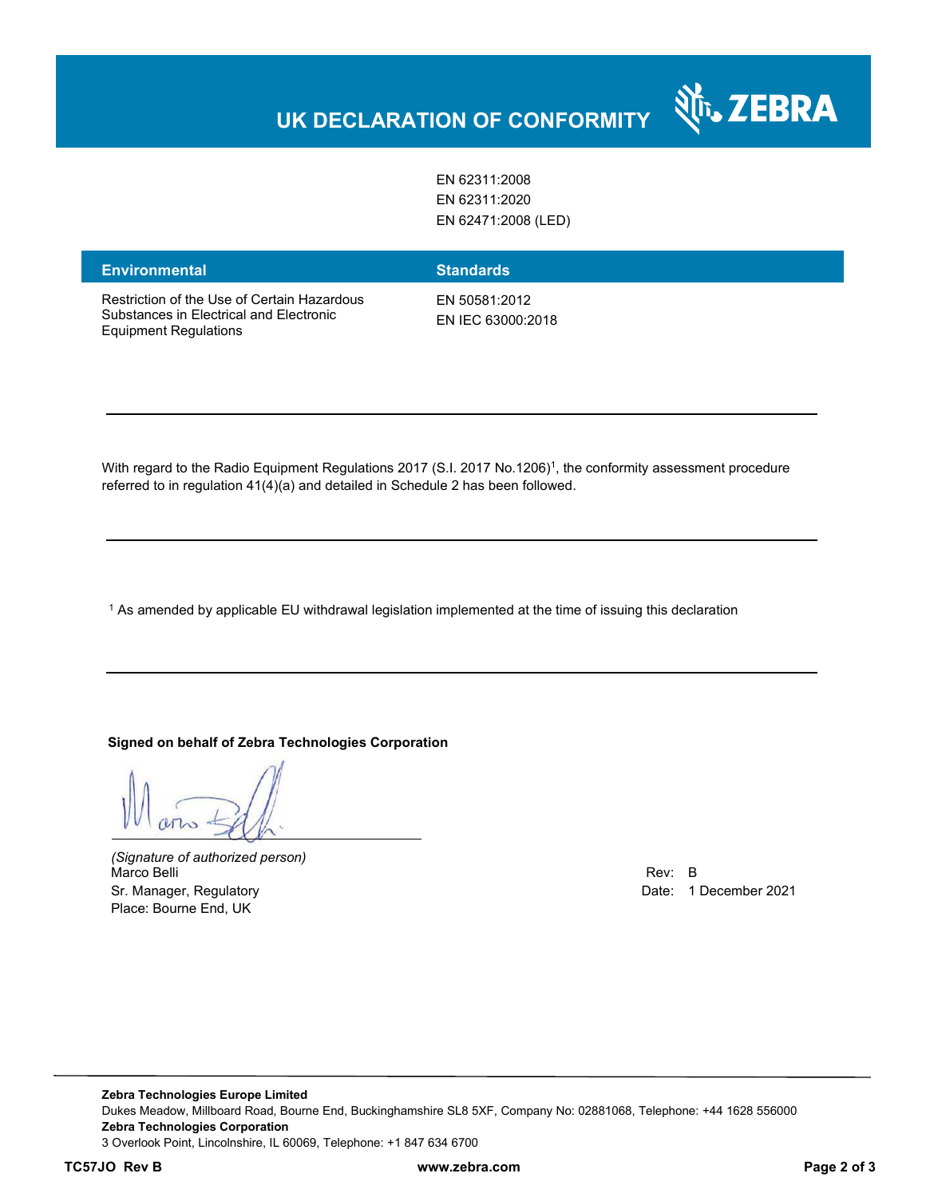# UK DECLARATION OF CONFORMITY

| | |
|---|---|
| | EN 62311:2008<br>EN 62311:2020<br>EN 62471:2008 (LED) |

| Environmental | Standards |
|---|---|
| Restriction of the Use of Certain Hazardous Substances in Electrical and Electronic Equipment Regulations | EN 50581:2012<br>EN IEC 63000:2018 |

---

With regard to the Radio Equipment Regulations 2017 (S.I. 2017 No.1206)[1], the conformity assessment procedure referred to in regulation 41(4)(a) and detailed in Schedule 2 has been followed.

---

[1] As amended by applicable EU withdrawal legislation implemented at the time of issuing this declaration

---

**Signed on behalf of Zebra Technologies Corporation**

*(Signature of authorized person)*
Marco Belli
Sr. Manager, Regulatory
Place: Bourne End, UK

Rev: B
Date: 1 December 2021

**Zebra Technologies Europe Limited**
Dukes Meadow, Millboard Road, Bourne End, Buckinghamshire SL8 5XF, Company No: 02881068, Telephone: +44 1628 556000
**Zebra Technologies Corporation**
3 Overlook Point, Lincolnshire, IL 60069, Telephone: +1 847 634 6700

**TC57JO Rev B** **www.zebra.com**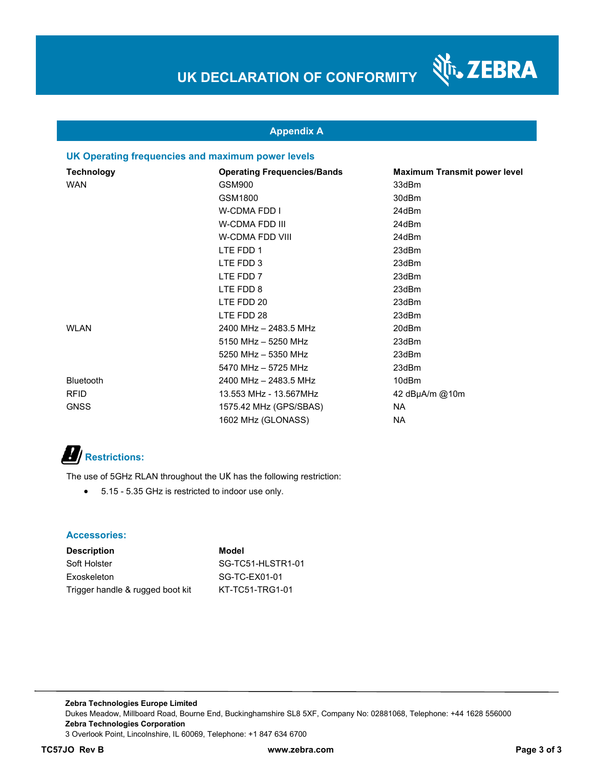# UK DECLARATION OF CONFORMITY

## Appendix A

### UK Operating frequencies and maximum power levels

| Technology | Operating Frequencies/Bands | Maximum Transmit power level |
|---|---|---|
| WAN | GSM900 | 33dBm |
| | GSM1800 | 30dBm |
| | W-CDMA FDD I | 24dBm |
| | W-CDMA FDD III | 24dBm |
| | W-CDMA FDD VIII | 24dBm |
| | LTE FDD 1 | 23dBm |
| | LTE FDD 3 | 23dBm |
| | LTE FDD 7 | 23dBm |
| | LTE FDD 8 | 23dBm |
| | LTE FDD 20 | 23dBm |
| | LTE FDD 28 | 23dBm |
| WLAN | 2400 MHz – 2483.5 MHz | 20dBm |
| | 5150 MHz – 5250 MHz | 23dBm |
| | 5250 MHz – 5350 MHz | 23dBm |
| | 5470 MHz – 5725 MHz | 23dBm |
| Bluetooth | 2400 MHz – 2483.5 MHz | 10dBm |
| RFID | 13.553 MHz - 13.567MHz | 42 dBµA/m @10m |
| GNSS | 1575.42 MHz (GPS/SBAS) | NA |
| | 1602 MHz (GLONASS) | NA |

### Restrictions:

The use of 5GHz RLAN throughout the UK has the following restriction:

- 5.15 - 5.35 GHz is restricted to indoor use only.

### Accessories:

| Description | Model |
|---|---|
| Soft Holster | SG-TC51-HLSTR1-01 |
| Exoskeleton | SG-TC-EX01-01 |
| Trigger handle & rugged boot kit | KT-TC51-TRG1-01 |

**Zebra Technologies Europe Limited**
Dukes Meadow, Millboard Road, Bourne End, Buckinghamshire SL8 5XF, Company No: 02881068, Telephone: +44 1628 556000
**Zebra Technologies Corporation**
3 Overlook Point, Lincolnshire, IL 60069, Telephone: +1 847 634 6700

**TC57JO Rev B** **www.zebra.com**